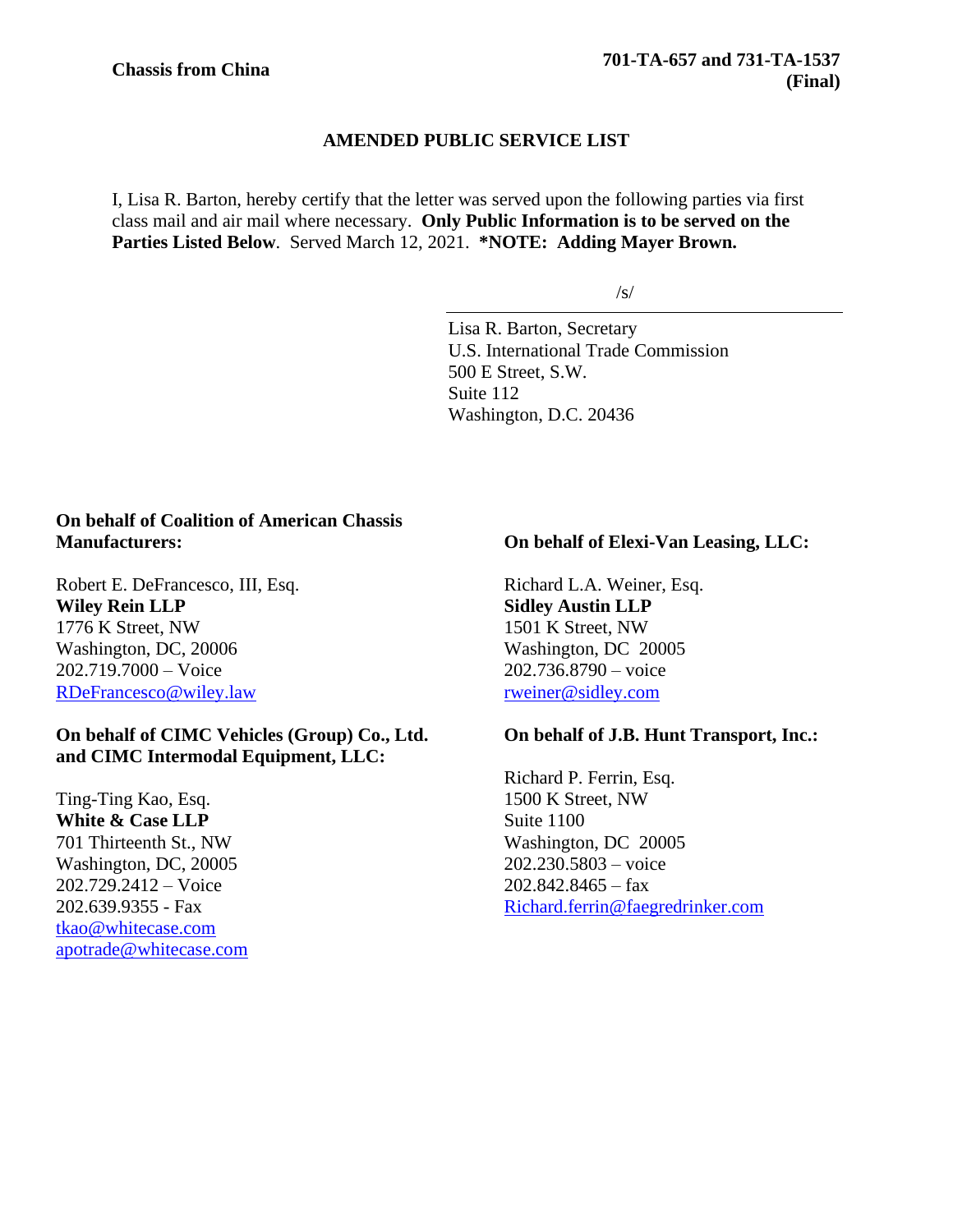**Chassis from China**

**701-TA-657 and 731-TA-1537 (Final)**

**AMENDED PUBLIC SERVICE LIST**

I, Lisa R. Barton, hereby certify that the letter was served upon the following parties via first class mail and air mail where necessary. **Only Public Information is to be served on the Parties Listed Below**. Served March 12, 2021. ***NOTE: Adding Mayer Brown.**

/s/

Lisa R. Barton, Secretary
U.S. International Trade Commission
500 E Street, S.W.
Suite 112
Washington, D.C. 20436

**On behalf of Coalition of American Chassis Manufacturers:**

Robert E. DeFrancesco, III, Esq.
**Wiley Rein LLP**
1776 K Street, NW
Washington, DC, 20006
202.719.7000 – Voice
RDeFrancesco@wiley.law

**On behalf of CIMC Vehicles (Group) Co., Ltd. and CIMC Intermodal Equipment, LLC:**

Ting-Ting Kao, Esq.
**White & Case LLP**
701 Thirteenth St., NW
Washington, DC, 20005
202.729.2412 – Voice
202.639.9355 - Fax
tkao@whitecase.com
apotrade@whitecase.com

**On behalf of Elexi-Van Leasing, LLC:**

Richard L.A. Weiner, Esq.
**Sidley Austin LLP**
1501 K Street, NW
Washington, DC 20005
202.736.8790 – voice
rweiner@sidley.com

**On behalf of J.B. Hunt Transport, Inc.:**

Richard P. Ferrin, Esq.
1500 K Street, NW
Suite 1100
Washington, DC 20005
202.230.5803 – voice
202.842.8465 – fax
Richard.ferrin@faegredrinker.com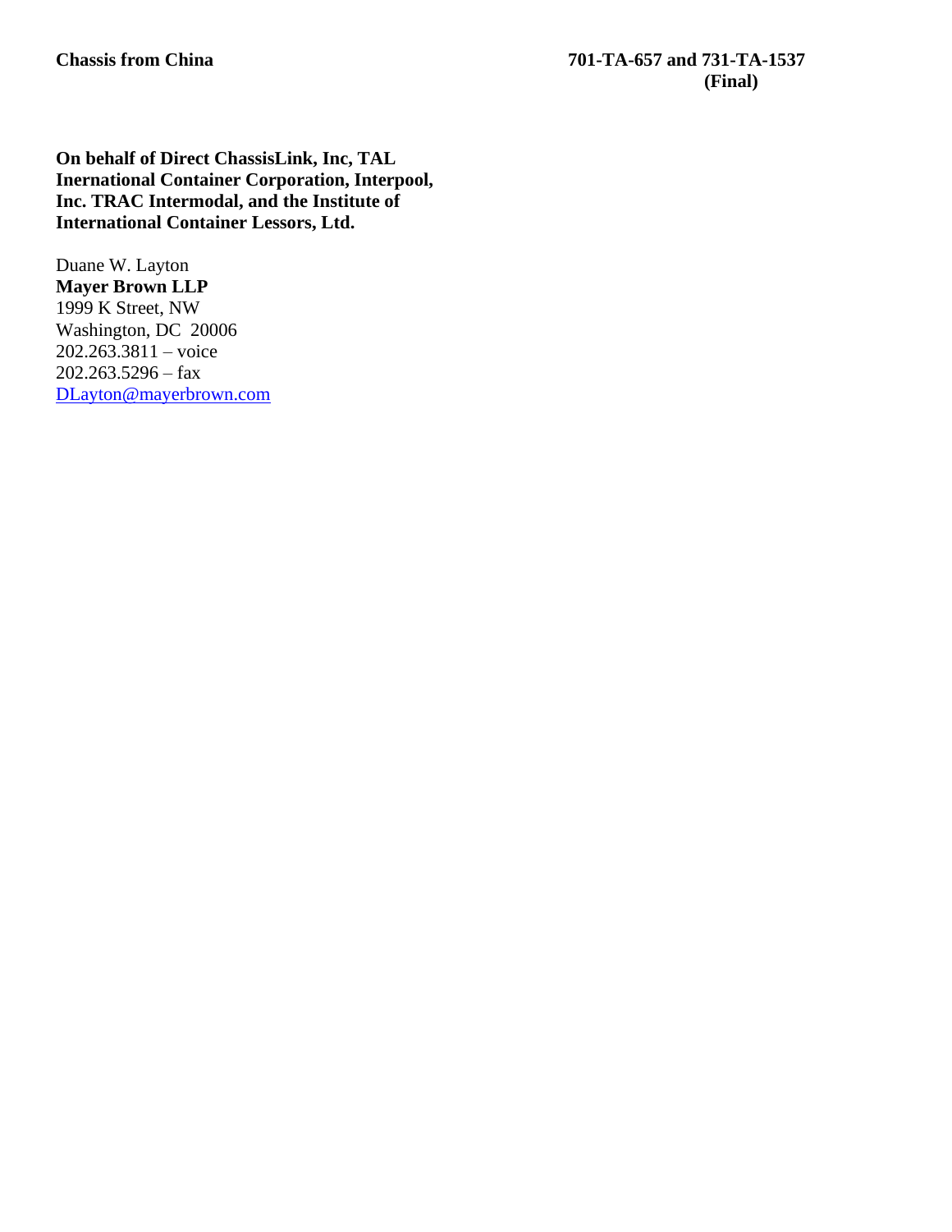**Chassis from China** **701-TA-657 and 731-TA-1537 (Final)**

**On behalf of Direct ChassisLink, Inc, TAL Inernational Container Corporation, Interpool, Inc. TRAC Intermodal, and the Institute of International Container Lessors, Ltd.**

Duane W. Layton
**Mayer Brown LLP**
1999 K Street, NW
Washington, DC 20006
202.263.3811 – voice
202.263.5296 – fax
DLayton@mayerbrown.com